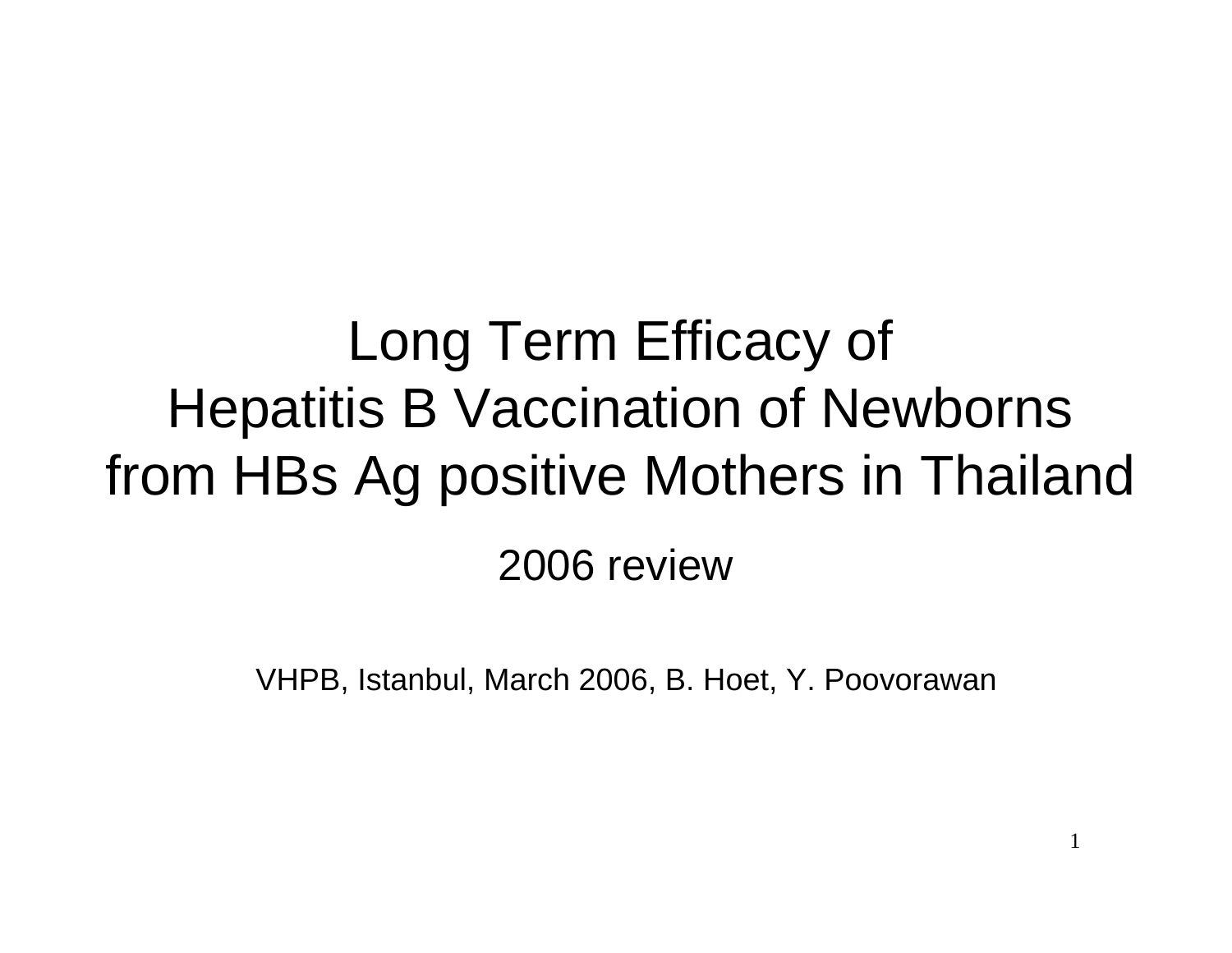# Long Term Efficacy of Hepatitis B Vaccination of Newborns from HBs Ag positive Mothers in Thailand

2006 review

VHPB, Istanbul, March 2006, B. Hoet, Y. Poovorawan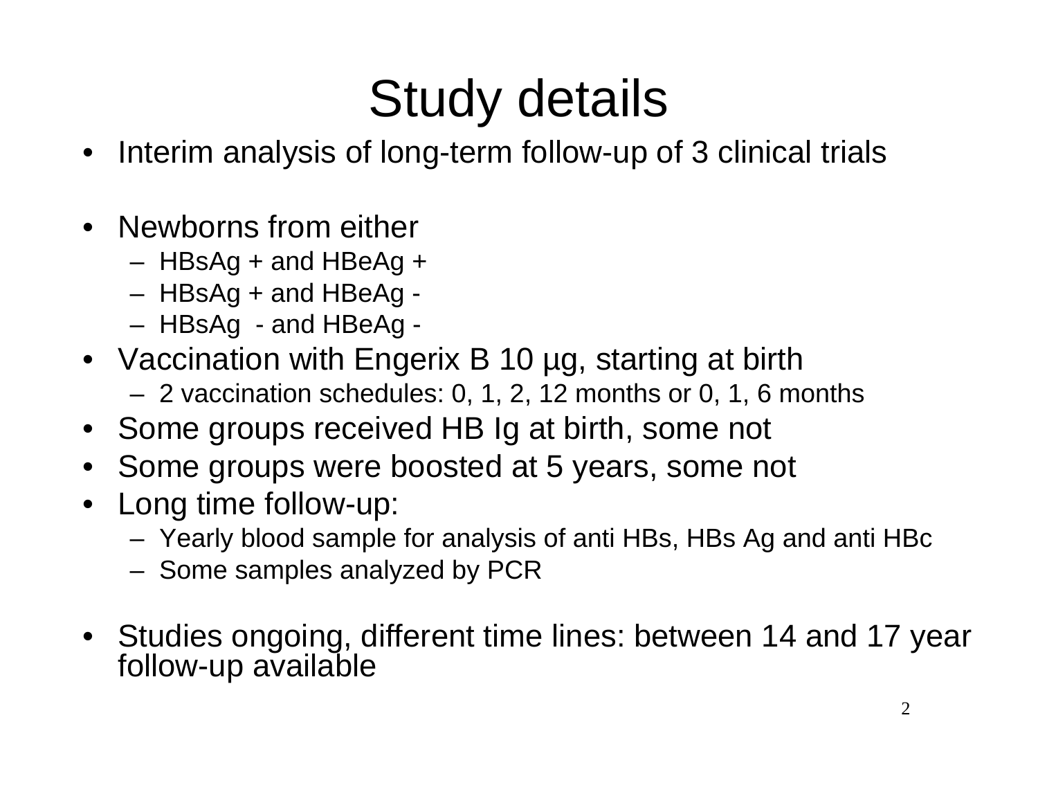# Study details

- Interim analysis of long-term follow-up of 3 clinical trials
- Newborns from either
  - HBsAg + and HBeAg +
  - HBsAg + and HBeAg -
  - HBsAg - and HBeAg -
- Vaccination with Engerix B 10 µg, starting at birth
  - 2 vaccination schedules: 0, 1, 2, 12 months or 0, 1, 6 months
- Some groups received HB Ig at birth, some not
- Some groups were boosted at 5 years, some not
- Long time follow-up:
  - Yearly blood sample for analysis of anti HBs, HBs Ag and anti HBc
  - Some samples analyzed by PCR
- Studies ongoing, different time lines: between 14 and 17 year follow-up available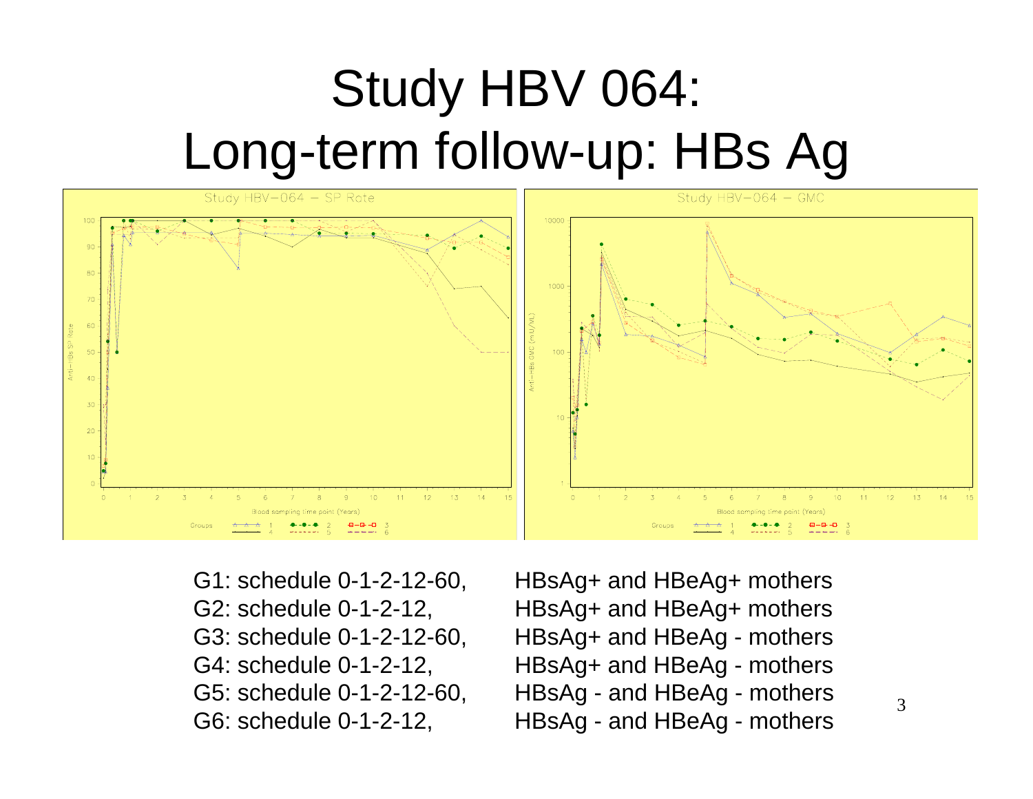# Study HBV 064: Long-term follow-up: HBs Ag

| | |
|---|---|
| G1: schedule 0-1-2-12-60, | HBsAg+ and HBeAg+ mothers |
| G2: schedule 0-1-2-12, | HBsAg+ and HBeAg+ mothers |
| G3: schedule 0-1-2-12-60, | HBsAg+ and HBeAg - mothers |
| G4: schedule 0-1-2-12, | HBsAg+ and HBeAg - mothers |
| G5: schedule 0-1-2-12-60, | HBsAg - and HBeAg - mothers |
| G6: schedule 0-1-2-12, | HBsAg - and HBeAg - mothers |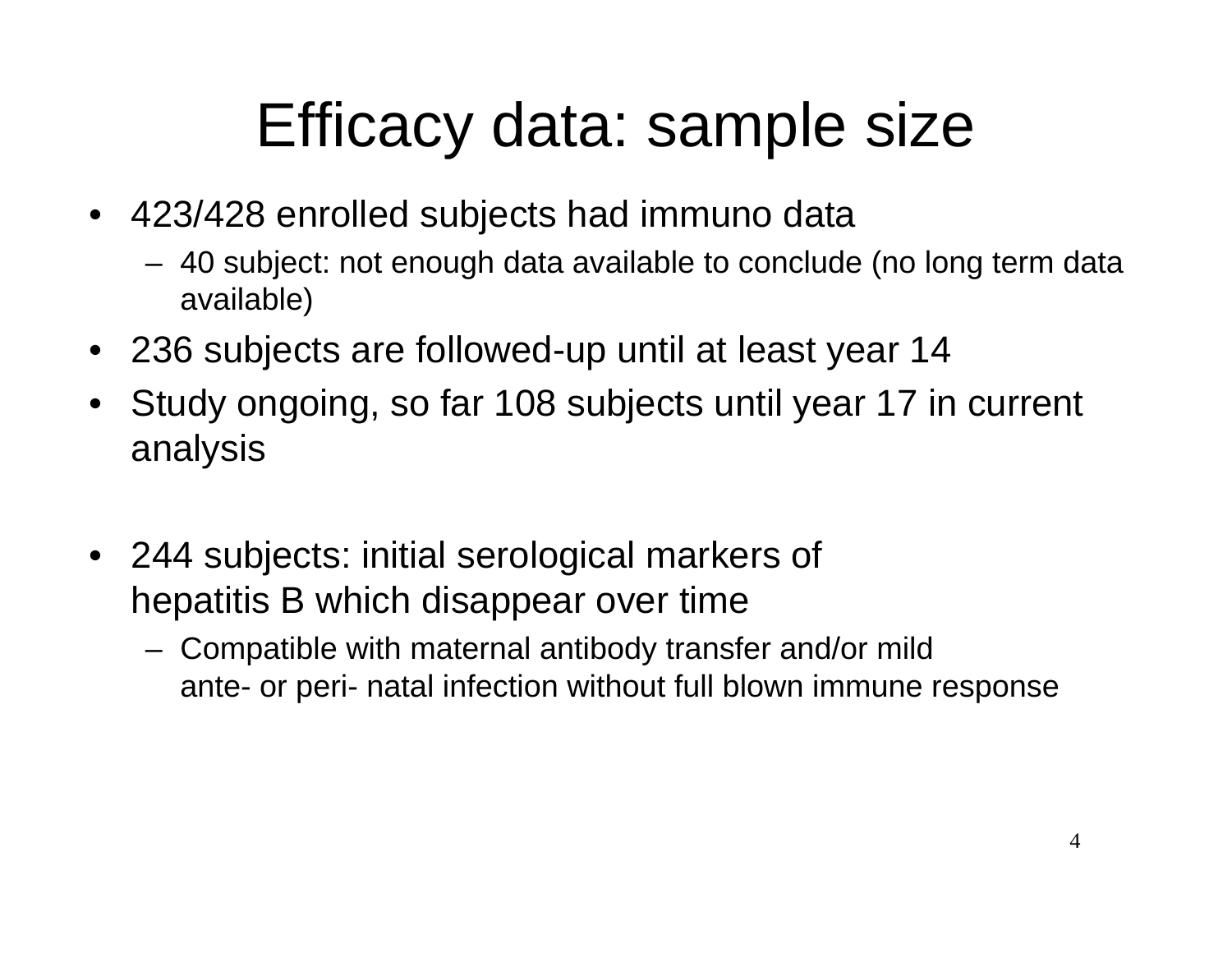# Efficacy data: sample size

- 423/428 enrolled subjects had immuno data
  - 40 subject: not enough data available to conclude (no long term data available)
- 236 subjects are followed-up until at least year 14
- Study ongoing, so far 108 subjects until year 17 in current analysis

- 244 subjects: initial serological markers of hepatitis B which disappear over time
  - Compatible with maternal antibody transfer and/or mild ante- or peri- natal infection without full blown immune response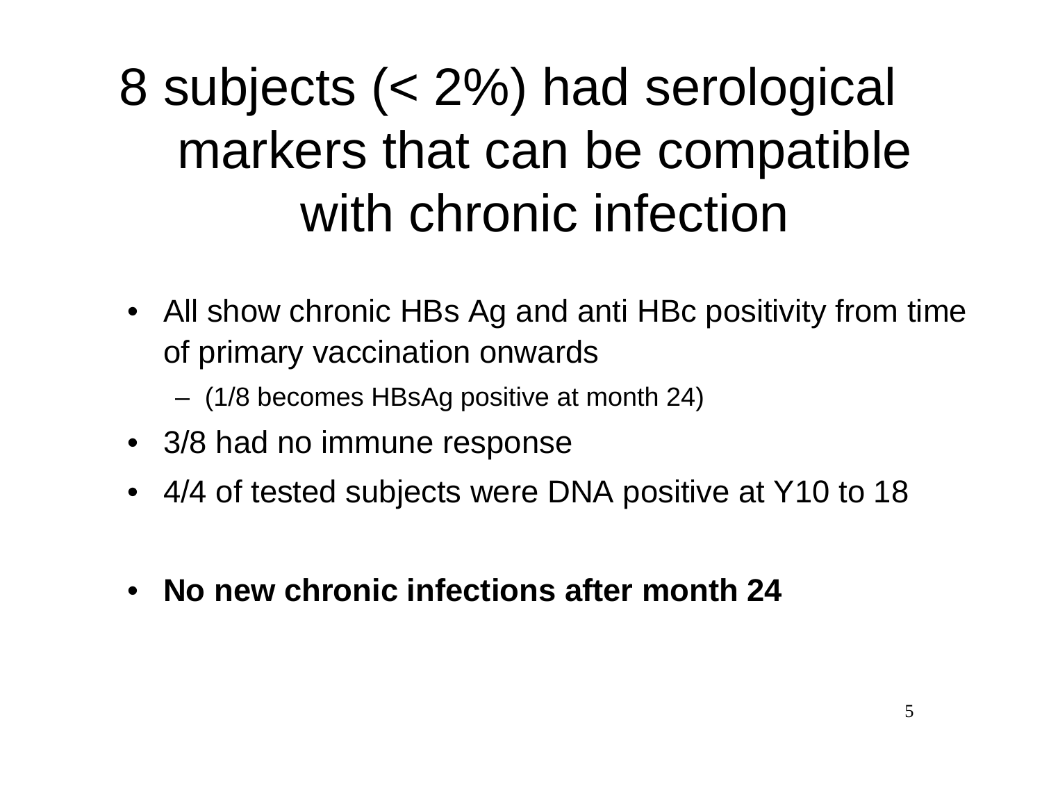# 8 subjects (< 2%) had serological markers that can be compatible with chronic infection

- All show chronic HBs Ag and anti HBc positivity from time of primary vaccination onwards
  - (1/8 becomes HBsAg positive at month 24)
- 3/8 had no immune response
- 4/4 of tested subjects were DNA positive at Y10 to 18

- **No new chronic infections after month 24**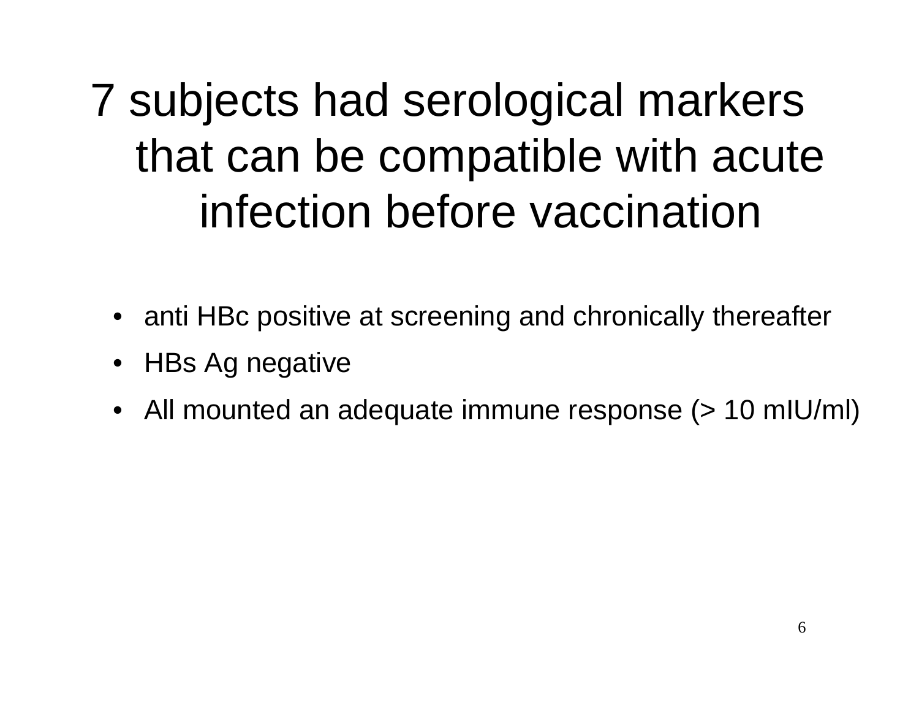# 7 subjects had serological markers that can be compatible with acute infection before vaccination

- anti HBc positive at screening and chronically thereafter
- HBs Ag negative
- All mounted an adequate immune response (> 10 mIU/ml)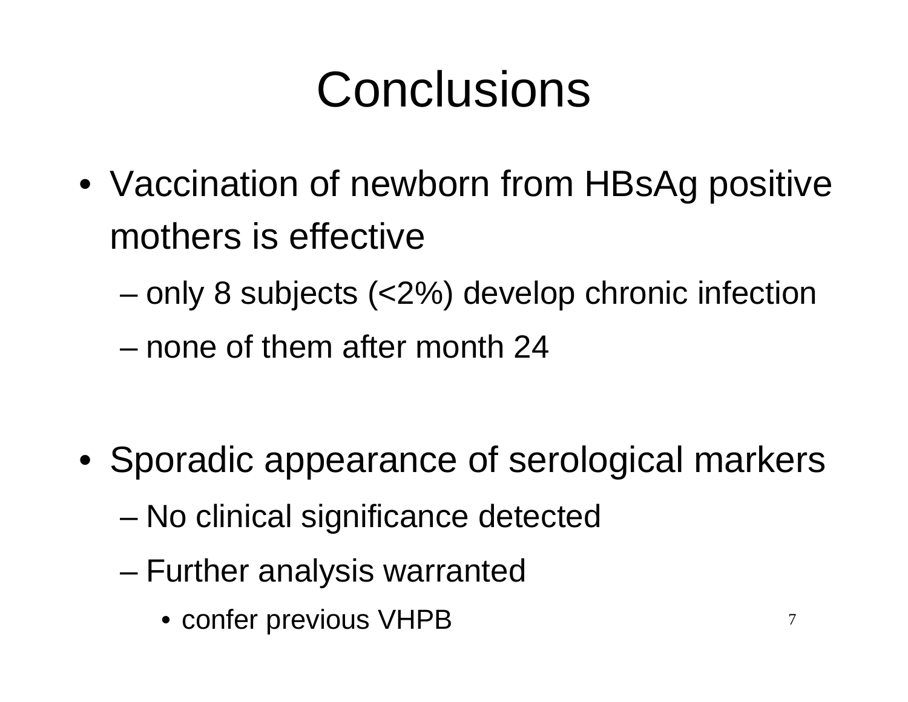# Conclusions

- Vaccination of newborn from HBsAg positive mothers is effective
  - only 8 subjects (<2%) develop chronic infection
  - none of them after month 24
- Sporadic appearance of serological markers
  - No clinical significance detected
  - Further analysis warranted
    - confer previous VHPB